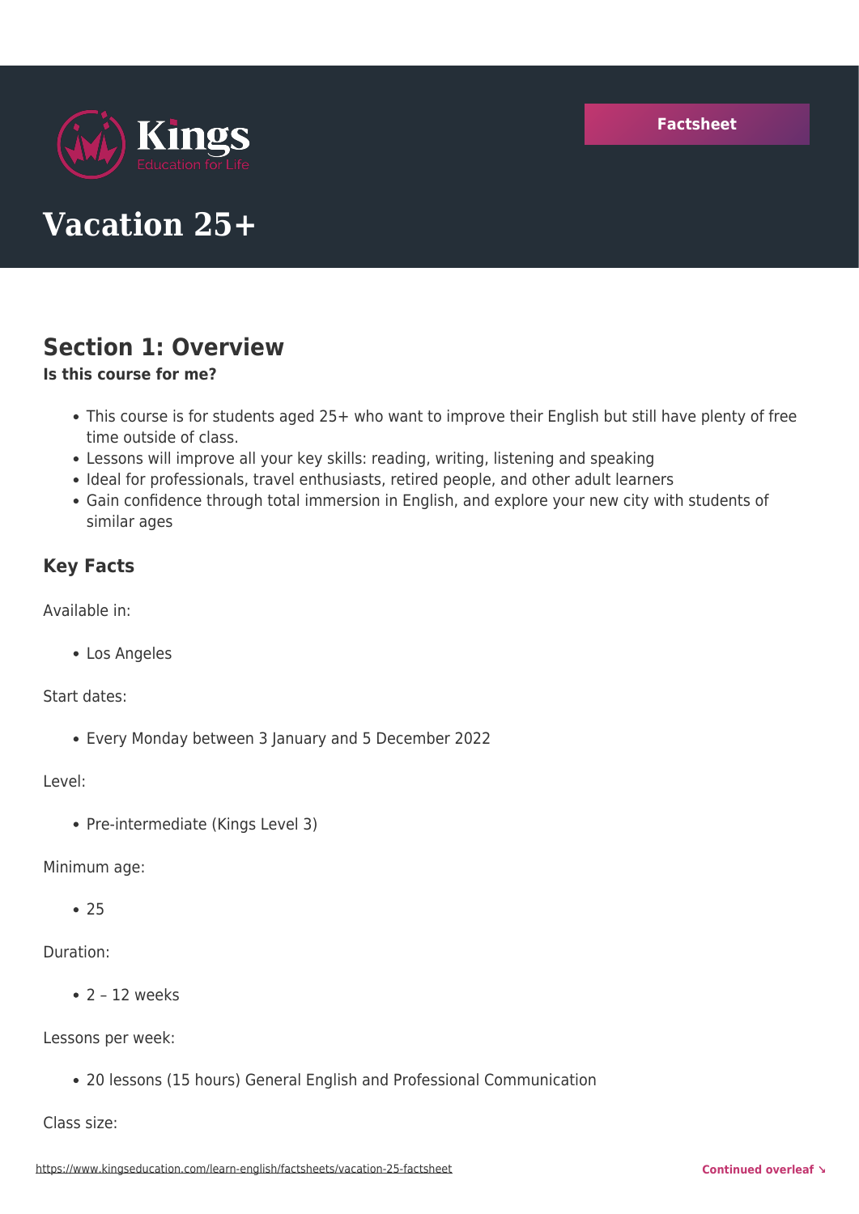Kings

Education for Life

Factsheet

# Vacation 25+

## Section 1: Overview

**Is this course for me?**

- This course is for students aged 25+ who want to improve their English but still have plenty of free time outside of class.
- Lessons will improve all your key skills: reading, writing, listening and speaking
- Ideal for professionals, travel enthusiasts, retired people, and other adult learners
- Gain confidence through total immersion in English, and explore your new city with students of similar ages

### Key Facts

Available in:

- Los Angeles

Start dates:

- Every Monday between 3 January and 5 December 2022

Level:

- Pre-intermediate (Kings Level 3)

Minimum age:

- 25

Duration:

- 2 – 12 weeks

Lessons per week:

- 20 lessons (15 hours) General English and Professional Communication

Class size:

https://www.kingseducation.com/learn-english/factsheets/vacation-25-factsheet

Continued overleaf ↘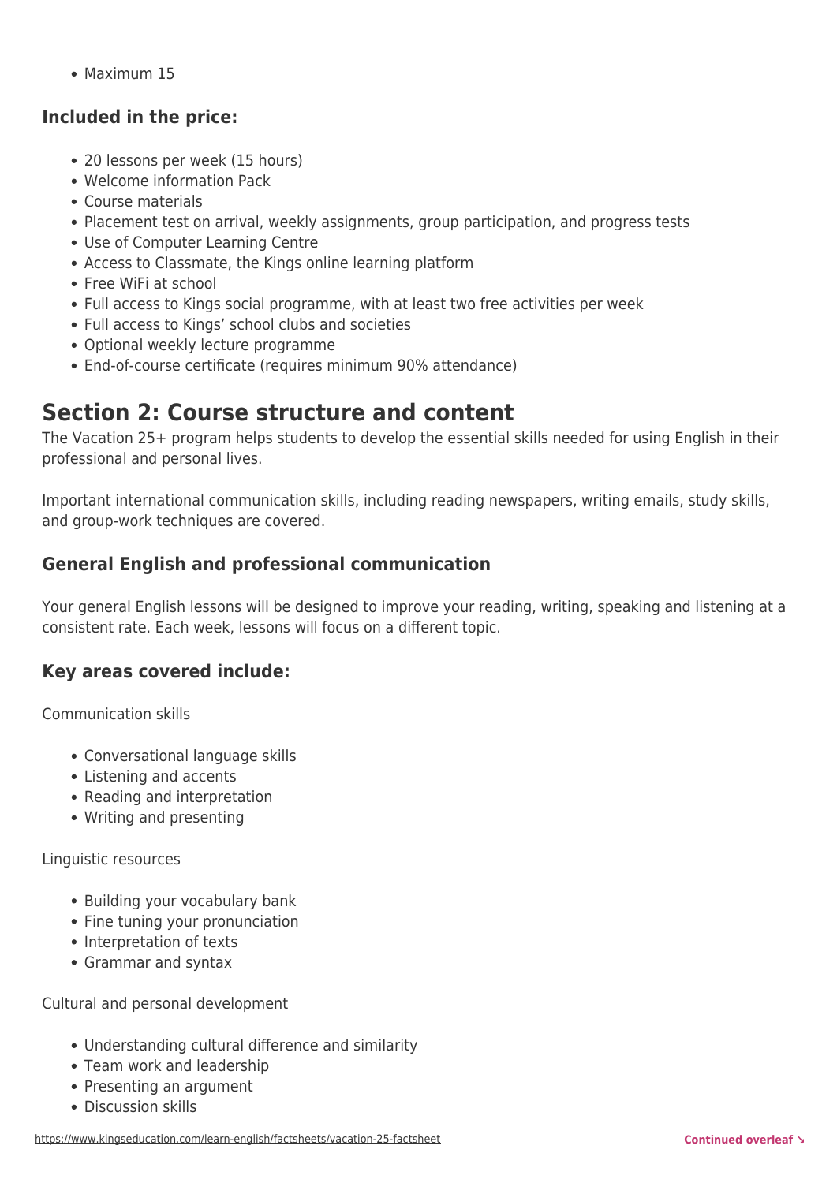- Maximum 15

### Included in the price:

- 20 lessons per week (15 hours)
- Welcome information Pack
- Course materials
- Placement test on arrival, weekly assignments, group participation, and progress tests
- Use of Computer Learning Centre
- Access to Classmate, the Kings online learning platform
- Free WiFi at school
- Full access to Kings social programme, with at least two free activities per week
- Full access to Kings' school clubs and societies
- Optional weekly lecture programme
- End-of-course certificate (requires minimum 90% attendance)

## Section 2: Course structure and content

The Vacation 25+ program helps students to develop the essential skills needed for using English in their professional and personal lives.

Important international communication skills, including reading newspapers, writing emails, study skills, and group-work techniques are covered.

### General English and professional communication

Your general English lessons will be designed to improve your reading, writing, speaking and listening at a consistent rate. Each week, lessons will focus on a different topic.

### Key areas covered include:

Communication skills

- Conversational language skills
- Listening and accents
- Reading and interpretation
- Writing and presenting

Linguistic resources

- Building your vocabulary bank
- Fine tuning your pronunciation
- Interpretation of texts
- Grammar and syntax

Cultural and personal development

- Understanding cultural difference and similarity
- Team work and leadership
- Presenting an argument
- Discussion skills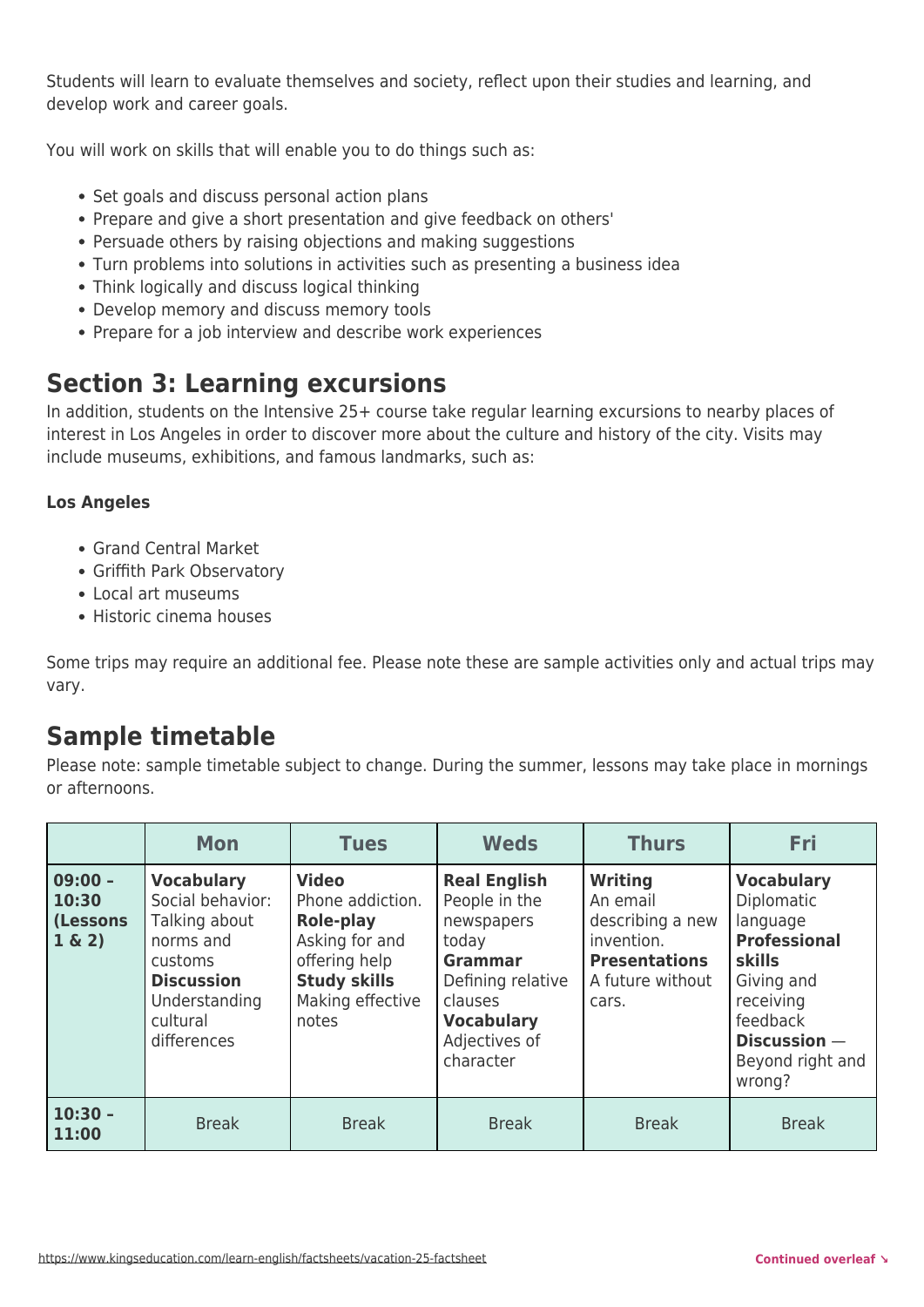Students will learn to evaluate themselves and society, reflect upon their studies and learning, and develop work and career goals.

You will work on skills that will enable you to do things such as:

- Set goals and discuss personal action plans
- Prepare and give a short presentation and give feedback on others'
- Persuade others by raising objections and making suggestions
- Turn problems into solutions in activities such as presenting a business idea
- Think logically and discuss logical thinking
- Develop memory and discuss memory tools
- Prepare for a job interview and describe work experiences

## Section 3: Learning excursions

In addition, students on the Intensive 25+ course take regular learning excursions to nearby places of interest in Los Angeles in order to discover more about the culture and history of the city. Visits may include museums, exhibitions, and famous landmarks, such as:

**Los Angeles**

- Grand Central Market
- Griffith Park Observatory
- Local art museums
- Historic cinema houses

Some trips may require an additional fee. Please note these are sample activities only and actual trips may vary.

## Sample timetable

Please note: sample timetable subject to change. During the summer, lessons may take place in mornings or afternoons.

| | Mon | Tues | Weds | Thurs | Fri |
|---|---|---|---|---|---|
| **09:00 – 10:30 (Lessons 1 & 2)** | **Vocabulary** Social behavior: Talking about norms and customs **Discussion** Understanding cultural differences | **Video** Phone addiction. **Role-play** Asking for and offering help **Study skills** Making effective notes | **Real English** People in the newspapers today **Grammar** Defining relative clauses **Vocabulary** Adjectives of character | **Writing** An email describing a new invention. **Presentations** A future without cars. | **Vocabulary** Diplomatic language **Professional skills** Giving and receiving feedback **Discussion** — Beyond right and wrong? |
| **10:30 – 11:00** | Break | Break | Break | Break | Break |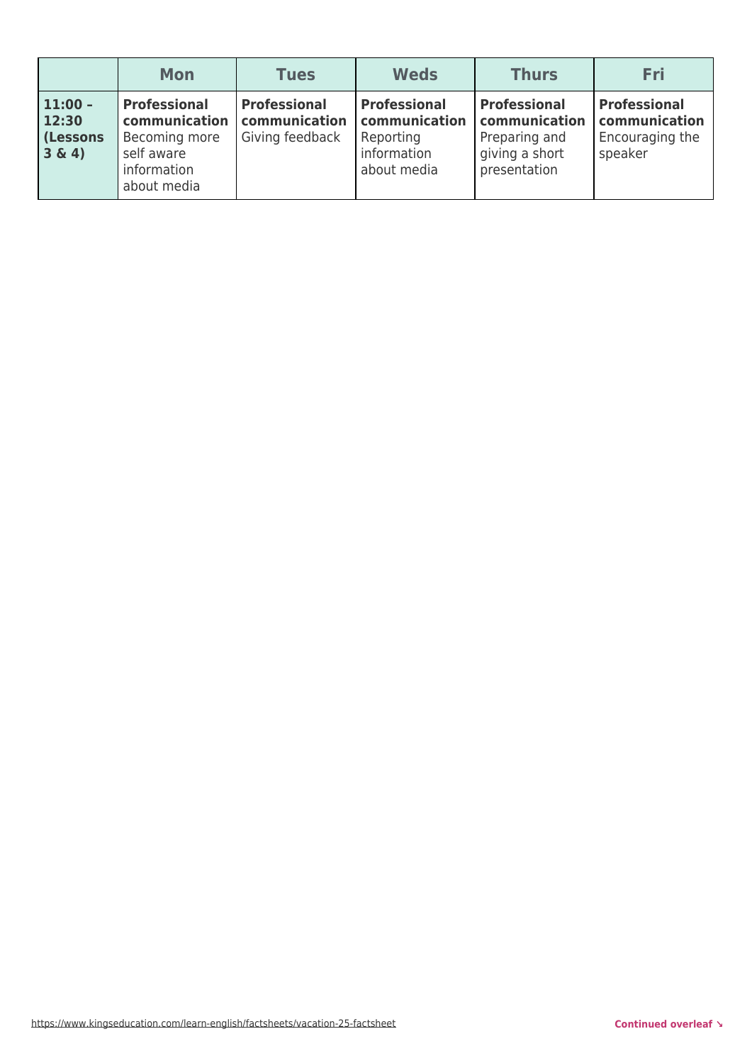| | Mon | Tues | Weds | Thurs | Fri |
|---|---|---|---|---|---|
| **11:00 – 12:30 (Lessons 3 & 4)** | **Professional communication** Becoming more self aware information about media | **Professional communication** Giving feedback | **Professional communication** Reporting information about media | **Professional communication** Preparing and giving a short presentation | **Professional communication** Encouraging the speaker |

https://www.kingseducation.com/learn-english/factsheets/vacation-25-factsheet

**Continued overleaf ↘**